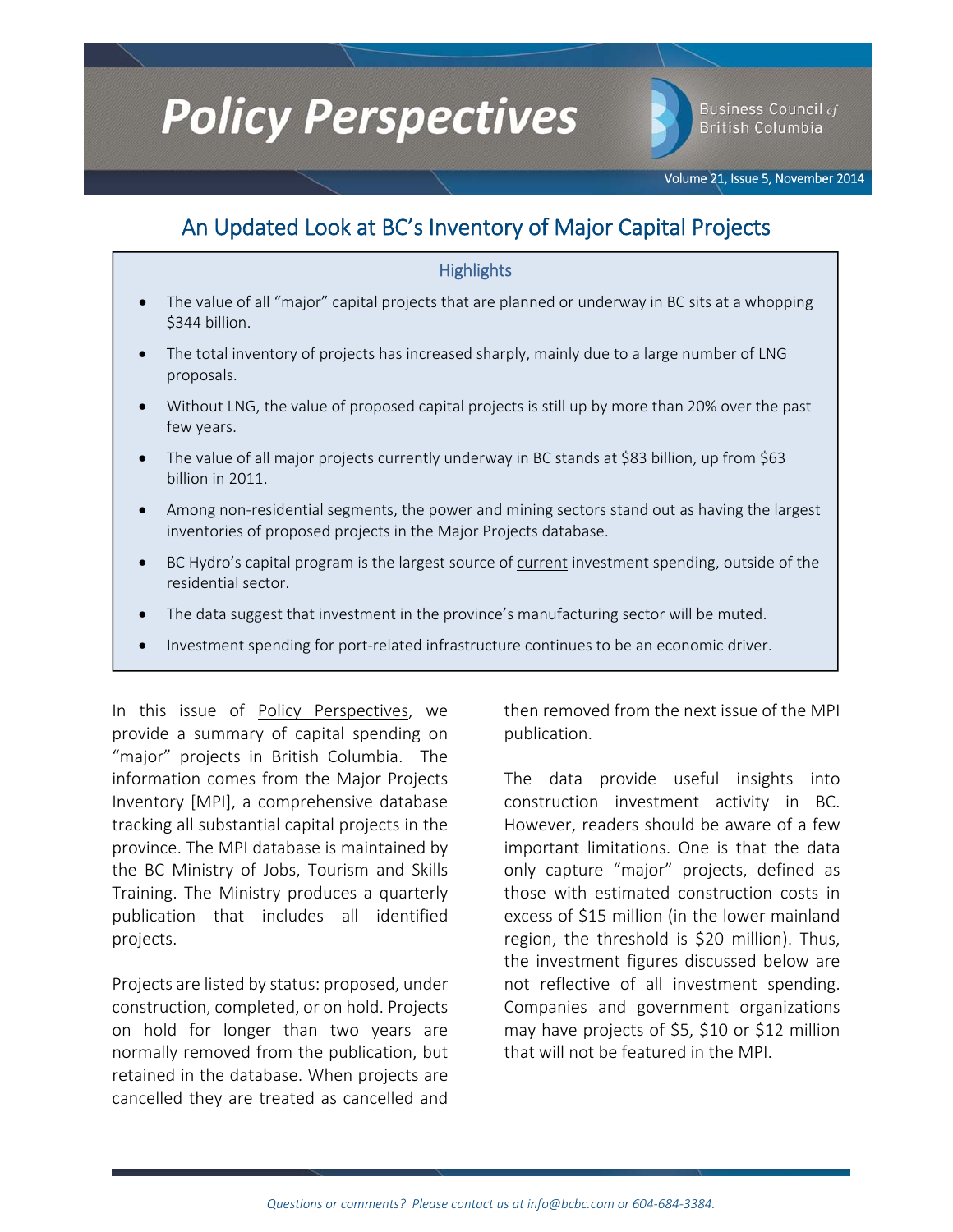# Policy Perspectives

Business Council of British Columbia

Volume 21, Issue 5, November 2014

## An Updated Look at BC's Inventory of Major Capital Projects

### Highlights

- The value of all "major" capital projects that are planned or underway in BC sits at a whopping $344 billion.
- The total inventory of projects has increased sharply, mainly due to a large number of LNG proposals.
- Without LNG, the value of proposed capital projects is still up by more than 20% over the past few years.
- The value of all major projects currently underway in BC stands at $83 billion, up from $63 billion in 2011.
- Among non-residential segments, the power and mining sectors stand out as having the largest inventories of proposed projects in the Major Projects database.
- BC Hydro's capital program is the largest source of current investment spending, outside of the residential sector.
- The data suggest that investment in the province's manufacturing sector will be muted.
- Investment spending for port-related infrastructure continues to be an economic driver.

In this issue of Policy Perspectives, we provide a summary of capital spending on "major" projects in British Columbia. The information comes from the Major Projects Inventory [MPI], a comprehensive database tracking all substantial capital projects in the province. The MPI database is maintained by the BC Ministry of Jobs, Tourism and Skills Training. The Ministry produces a quarterly publication that includes all identified projects.

Projects are listed by status: proposed, under construction, completed, or on hold. Projects on hold for longer than two years are normally removed from the publication, but retained in the database. When projects are cancelled they are treated as cancelled and then removed from the next issue of the MPI publication.

The data provide useful insights into construction investment activity in BC. However, readers should be aware of a few important limitations. One is that the data only capture "major" projects, defined as those with estimated construction costs in excess of $15 million (in the lower mainland region, the threshold is $20 million). Thus, the investment figures discussed below are not reflective of all investment spending. Companies and government organizations may have projects of $5, $10 or $12 million that will not be featured in the MPI.

*Questions or comments? Please contact us at info@bcbc.com or 604-684-3384.*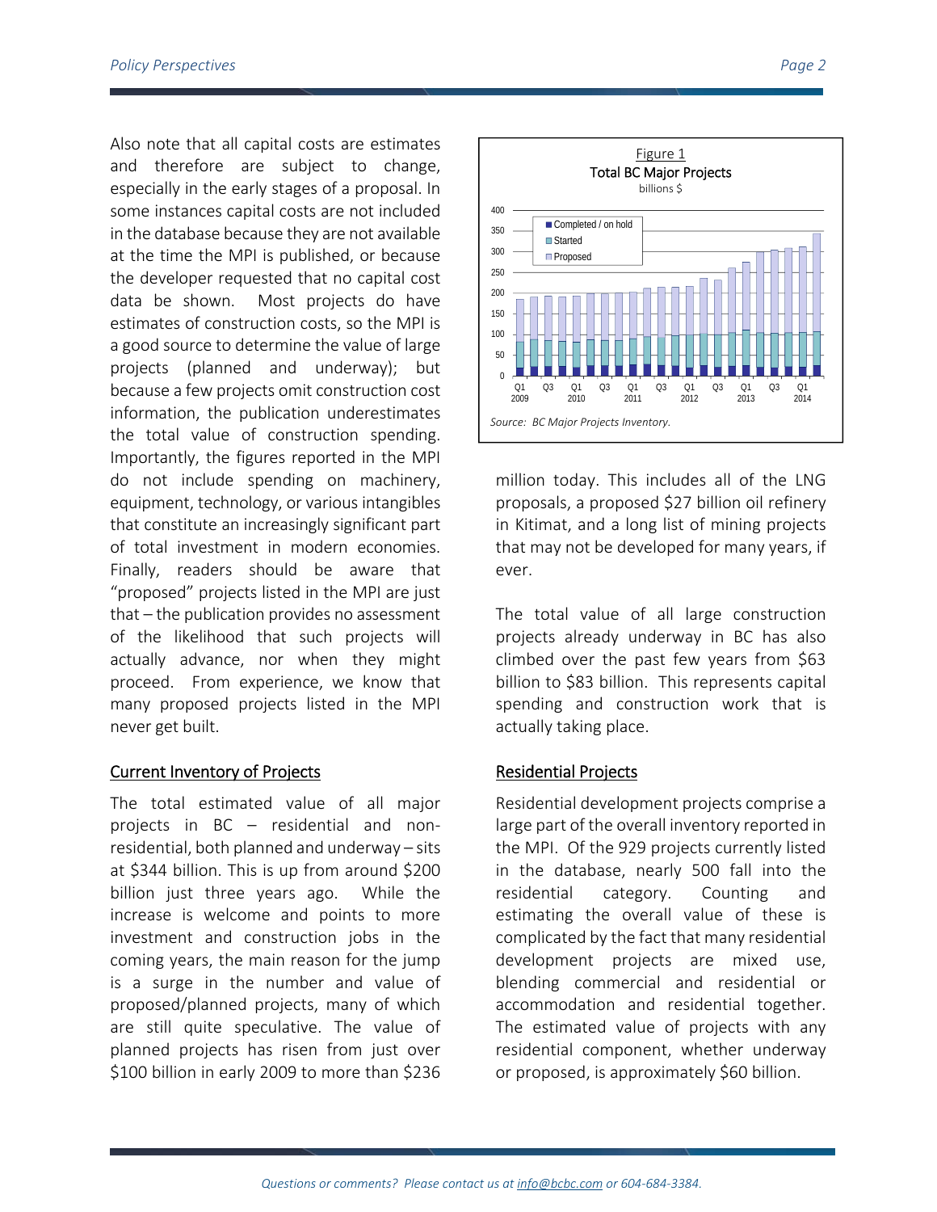Also note that all capital costs are estimates and therefore are subject to change, especially in the early stages of a proposal. In some instances capital costs are not included in the database because they are not available at the time the MPI is published, or because the developer requested that no capital cost data be shown. Most projects do have estimates of construction costs, so the MPI is a good source to determine the value of large projects (planned and underway); but because a few projects omit construction cost information, the publication underestimates the total value of construction spending. Importantly, the figures reported in the MPI do not include spending on machinery, equipment, technology, or various intangibles that constitute an increasingly significant part of total investment in modern economies. Finally, readers should be aware that "proposed" projects listed in the MPI are just that – the publication provides no assessment of the likelihood that such projects will actually advance, nor when they might proceed. From experience, we know that many proposed projects listed in the MPI never get built.

## Current Inventory of Projects

The total estimated value of all major projects in BC – residential and non-residential, both planned and underway – sits at $344 billion. This is up from around $200 billion just three years ago. While the increase is welcome and points to more investment and construction jobs in the coming years, the main reason for the jump is a surge in the number and value of proposed/planned projects, many of which are still quite speculative. The value of planned projects has risen from just over $100 billion in early 2009 to more than $236 million today. This includes all of the LNG proposals, a proposed $27 billion oil refinery in Kitimat, and a long list of mining projects that may not be developed for many years, if ever.

Figure 1
Total BC Major Projects
billions $

Source: BC Major Projects Inventory.

The total value of all large construction projects already underway in BC has also climbed over the past few years from $63 billion to $83 billion. This represents capital spending and construction work that is actually taking place.

## Residential Projects

Residential development projects comprise a large part of the overall inventory reported in the MPI. Of the 929 projects currently listed in the database, nearly 500 fall into the residential category. Counting and estimating the overall value of these is complicated by the fact that many residential development projects are mixed use, blending commercial and residential or accommodation and residential together. The estimated value of projects with any residential component, whether underway or proposed, is approximately $60 billion.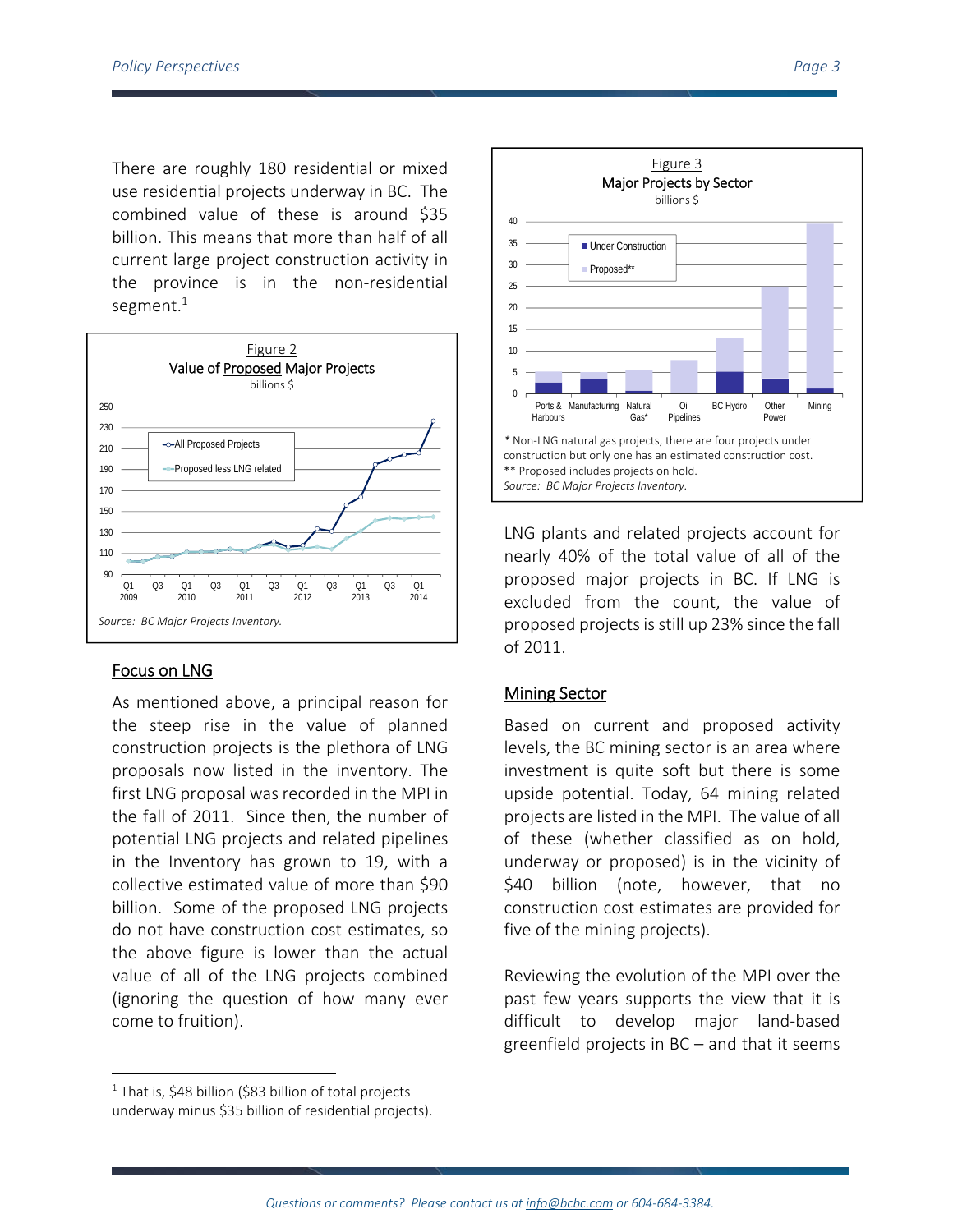There are roughly 180 residential or mixed use residential projects underway in BC. The combined value of these is around $35 billion. This means that more than half of all current large project construction activity in the province is in the non-residential segment.[1]

Figure 2
Value of Proposed Major Projects
billions $

Source: BC Major Projects Inventory.

## Focus on LNG

As mentioned above, a principal reason for the steep rise in the value of planned construction projects is the plethora of LNG proposals now listed in the inventory. The first LNG proposal was recorded in the MPI in the fall of 2011. Since then, the number of potential LNG projects and related pipelines in the Inventory has grown to 19, with a collective estimated value of more than $90 billion. Some of the proposed LNG projects do not have construction cost estimates, so the above figure is lower than the actual value of all of the LNG projects combined (ignoring the question of how many ever come to fruition).

Figure 3
Major Projects by Sector
billions $

* Non-LNG natural gas projects, there are four projects under construction but only one has an estimated construction cost.
** Proposed includes projects on hold.
Source: BC Major Projects Inventory.

LNG plants and related projects account for nearly 40% of the total value of all of the proposed major projects in BC. If LNG is excluded from the count, the value of proposed projects is still up 23% since the fall of 2011.

## Mining Sector

Based on current and proposed activity levels, the BC mining sector is an area where investment is quite soft but there is some upside potential. Today, 64 mining related projects are listed in the MPI. The value of all of these (whether classified as on hold, underway or proposed) is in the vicinity of $40 billion (note, however, that no construction cost estimates are provided for five of the mining projects).

Reviewing the evolution of the MPI over the past few years supports the view that it is difficult to develop major land-based greenfield projects in BC – and that it seems

[1] That is, $48 billion ($83 billion of total projects underway minus $35 billion of residential projects).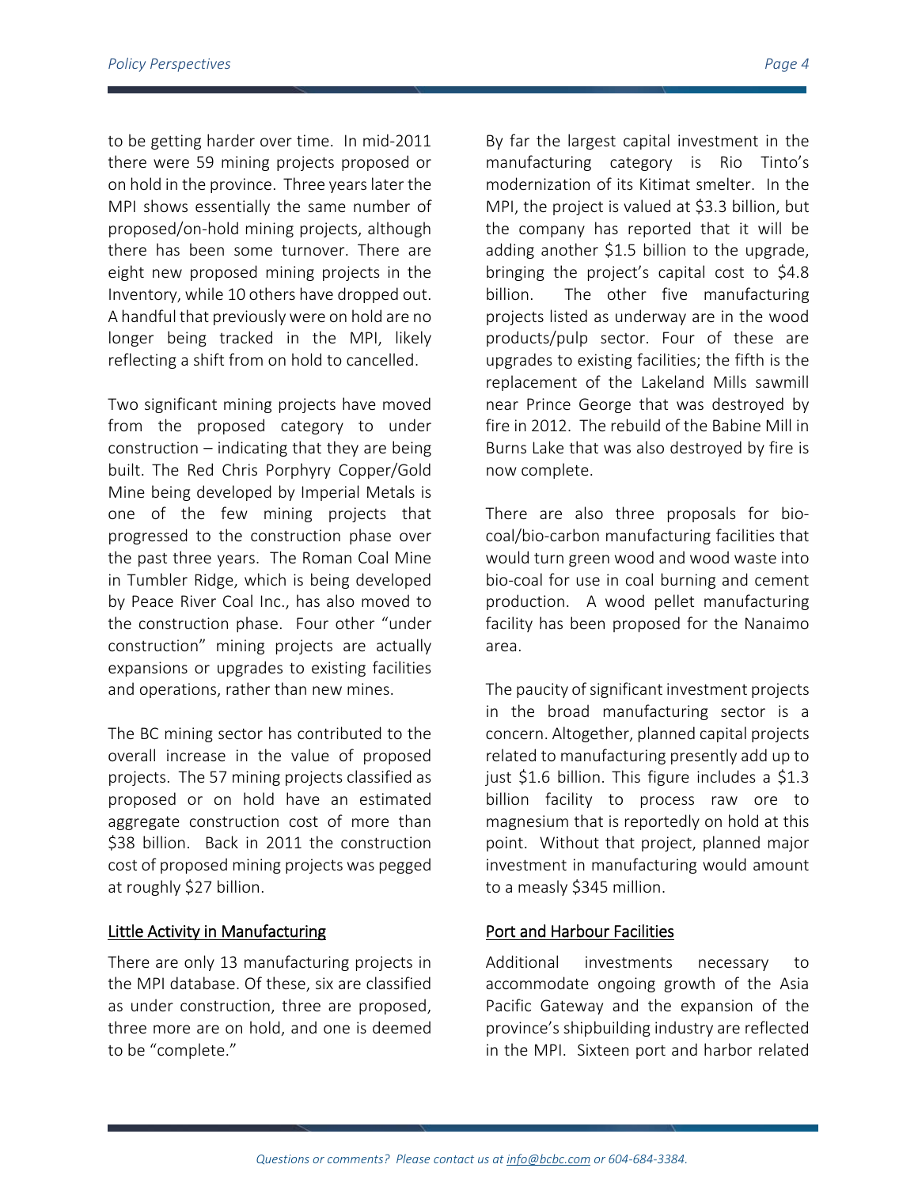to be getting harder over time. In mid-2011 there were 59 mining projects proposed or on hold in the province. Three years later the MPI shows essentially the same number of proposed/on-hold mining projects, although there has been some turnover. There are eight new proposed mining projects in the Inventory, while 10 others have dropped out. A handful that previously were on hold are no longer being tracked in the MPI, likely reflecting a shift from on hold to cancelled.

Two significant mining projects have moved from the proposed category to under construction – indicating that they are being built. The Red Chris Porphyry Copper/Gold Mine being developed by Imperial Metals is one of the few mining projects that progressed to the construction phase over the past three years. The Roman Coal Mine in Tumbler Ridge, which is being developed by Peace River Coal Inc., has also moved to the construction phase. Four other "under construction" mining projects are actually expansions or upgrades to existing facilities and operations, rather than new mines.

The BC mining sector has contributed to the overall increase in the value of proposed projects. The 57 mining projects classified as proposed or on hold have an estimated aggregate construction cost of more than $38 billion. Back in 2011 the construction cost of proposed mining projects was pegged at roughly $27 billion.

## Little Activity in Manufacturing

There are only 13 manufacturing projects in the MPI database. Of these, six are classified as under construction, three are proposed, three more are on hold, and one is deemed to be "complete."

By far the largest capital investment in the manufacturing category is Rio Tinto's modernization of its Kitimat smelter. In the MPI, the project is valued at $3.3 billion, but the company has reported that it will be adding another $1.5 billion to the upgrade, bringing the project's capital cost to $4.8 billion. The other five manufacturing projects listed as underway are in the wood products/pulp sector. Four of these are upgrades to existing facilities; the fifth is the replacement of the Lakeland Mills sawmill near Prince George that was destroyed by fire in 2012. The rebuild of the Babine Mill in Burns Lake that was also destroyed by fire is now complete.

There are also three proposals for bio-coal/bio-carbon manufacturing facilities that would turn green wood and wood waste into bio-coal for use in coal burning and cement production. A wood pellet manufacturing facility has been proposed for the Nanaimo area.

The paucity of significant investment projects in the broad manufacturing sector is a concern. Altogether, planned capital projects related to manufacturing presently add up to just $1.6 billion. This figure includes a $1.3 billion facility to process raw ore to magnesium that is reportedly on hold at this point. Without that project, planned major investment in manufacturing would amount to a measly $345 million.

## Port and Harbour Facilities

Additional investments necessary to accommodate ongoing growth of the Asia Pacific Gateway and the expansion of the province's shipbuilding industry are reflected in the MPI. Sixteen port and harbor related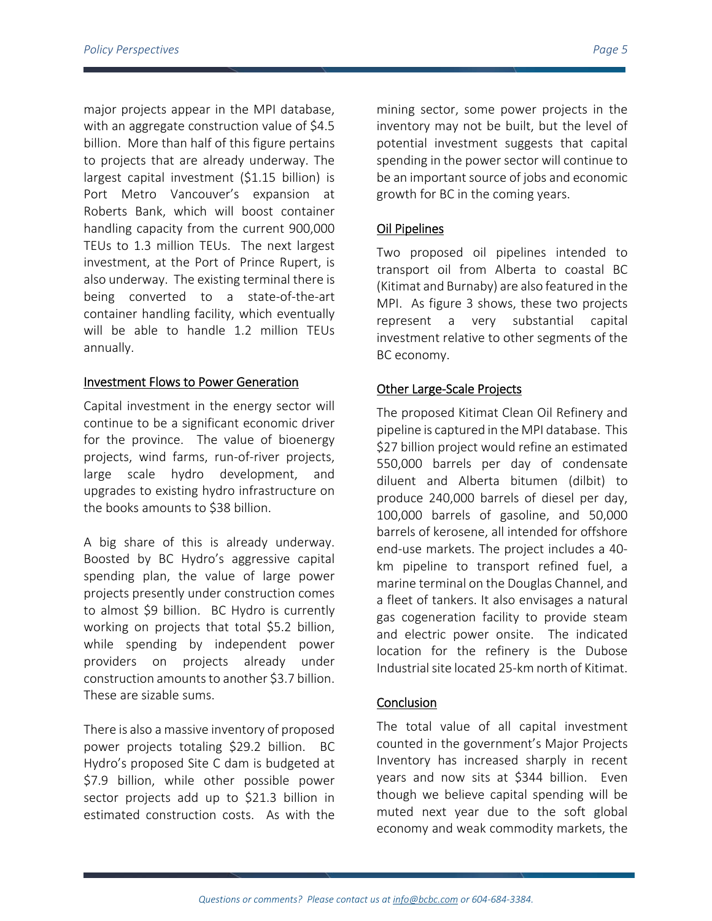major projects appear in the MPI database, with an aggregate construction value of $4.5 billion. More than half of this figure pertains to projects that are already underway. The largest capital investment ($1.15 billion) is Port Metro Vancouver's expansion at Roberts Bank, which will boost container handling capacity from the current 900,000 TEUs to 1.3 million TEUs. The next largest investment, at the Port of Prince Rupert, is also underway. The existing terminal there is being converted to a state-of-the-art container handling facility, which eventually will be able to handle 1.2 million TEUs annually.

## Investment Flows to Power Generation

Capital investment in the energy sector will continue to be a significant economic driver for the province. The value of bioenergy projects, wind farms, run-of-river projects, large scale hydro development, and upgrades to existing hydro infrastructure on the books amounts to $38 billion.

A big share of this is already underway. Boosted by BC Hydro's aggressive capital spending plan, the value of large power projects presently under construction comes to almost $9 billion. BC Hydro is currently working on projects that total $5.2 billion, while spending by independent power providers on projects already under construction amounts to another $3.7 billion. These are sizable sums.

There is also a massive inventory of proposed power projects totaling $29.2 billion. BC Hydro's proposed Site C dam is budgeted at $7.9 billion, while other possible power sector projects add up to $21.3 billion in estimated construction costs. As with the mining sector, some power projects in the inventory may not be built, but the level of potential investment suggests that capital spending in the power sector will continue to be an important source of jobs and economic growth for BC in the coming years.

## Oil Pipelines

Two proposed oil pipelines intended to transport oil from Alberta to coastal BC (Kitimat and Burnaby) are also featured in the MPI. As figure 3 shows, these two projects represent a very substantial capital investment relative to other segments of the BC economy.

## Other Large-Scale Projects

The proposed Kitimat Clean Oil Refinery and pipeline is captured in the MPI database. This $27 billion project would refine an estimated 550,000 barrels per day of condensate diluent and Alberta bitumen (dilbit) to produce 240,000 barrels of diesel per day, 100,000 barrels of gasoline, and 50,000 barrels of kerosene, all intended for offshore end-use markets. The project includes a 40-km pipeline to transport refined fuel, a marine terminal on the Douglas Channel, and a fleet of tankers. It also envisages a natural gas cogeneration facility to provide steam and electric power onsite. The indicated location for the refinery is the Dubose Industrial site located 25-km north of Kitimat.

## Conclusion

The total value of all capital investment counted in the government's Major Projects Inventory has increased sharply in recent years and now sits at $344 billion. Even though we believe capital spending will be muted next year due to the soft global economy and weak commodity markets, the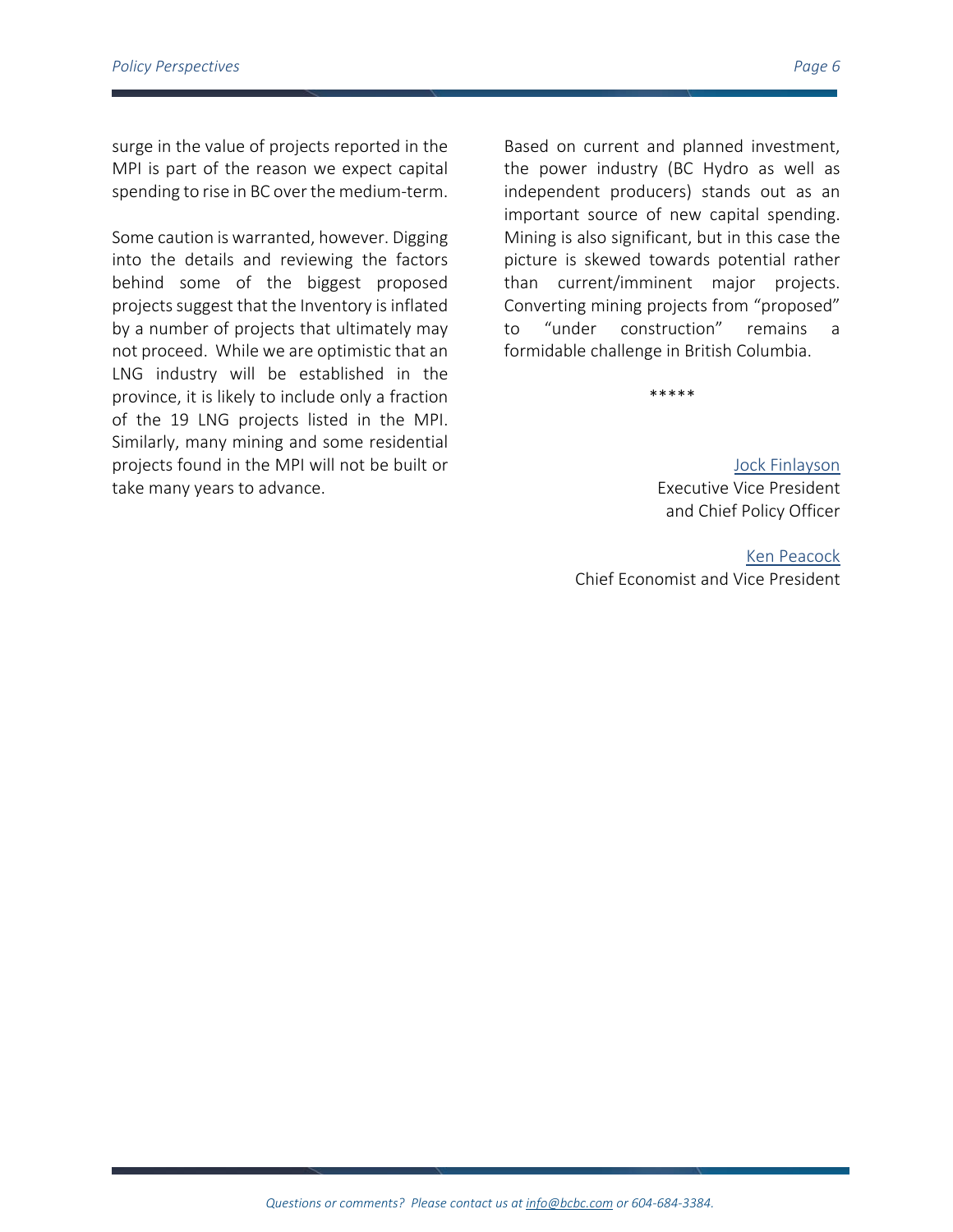surge in the value of projects reported in the MPI is part of the reason we expect capital spending to rise in BC over the medium-term.

Some caution is warranted, however. Digging into the details and reviewing the factors behind some of the biggest proposed projects suggest that the Inventory is inflated by a number of projects that ultimately may not proceed. While we are optimistic that an LNG industry will be established in the province, it is likely to include only a fraction of the 19 LNG projects listed in the MPI. Similarly, many mining and some residential projects found in the MPI will not be built or take many years to advance.

Based on current and planned investment, the power industry (BC Hydro as well as independent producers) stands out as an important source of new capital spending. Mining is also significant, but in this case the picture is skewed towards potential rather than current/imminent major projects. Converting mining projects from "proposed" to "under construction" remains a formidable challenge in British Columbia.

*****

Jock Finlayson
Executive Vice President
and Chief Policy Officer

Ken Peacock
Chief Economist and Vice President

*Questions or comments? Please contact us at info@bcbc.com or 604-684-3384.*